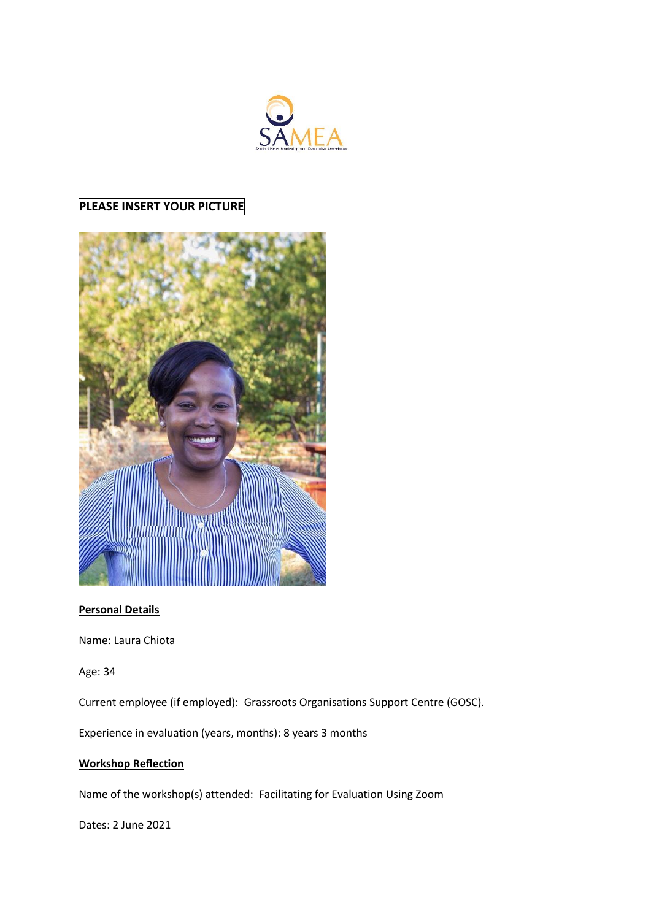SAMEA

South African Monitoring and Evaluation Association

**PLEASE INSERT YOUR PICTURE**

## Personal Details

Name: Laura Chiota

Age: 34

Current employee (if employed): Grassroots Organisations Support Centre (GOSC).

Experience in evaluation (years, months): 8 years 3 months

## Workshop Reflection

Name of the workshop(s) attended: Facilitating for Evaluation Using Zoom

Dates: 2 June 2021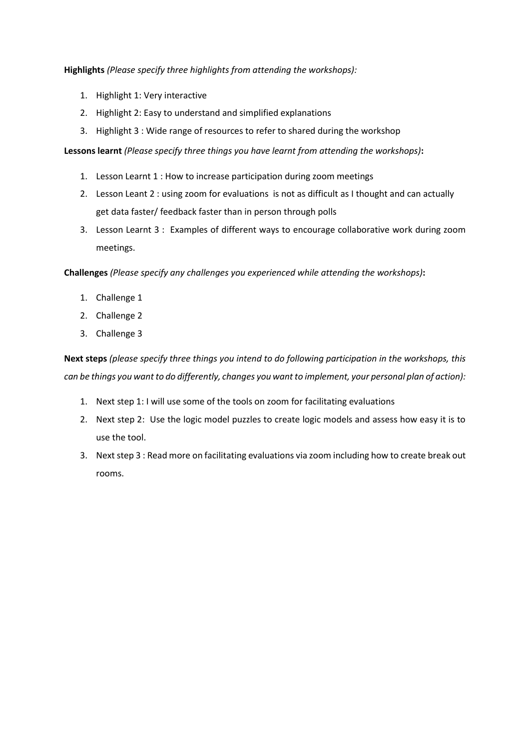**Highlights** *(Please specify three highlights from attending the workshops):*

1. Highlight 1: Very interactive
2. Highlight 2: Easy to understand and simplified explanations
3. Highlight 3 : Wide range of resources to refer to shared during the workshop

**Lessons learnt** *(Please specify three things you have learnt from attending the workshops)***:**

1. Lesson Learnt 1 : How to increase participation during zoom meetings
2. Lesson Leant 2 : using zoom for evaluations is not as difficult as I thought and can actually get data faster/ feedback faster than in person through polls
3. Lesson Learnt 3 : Examples of different ways to encourage collaborative work during zoom meetings.

**Challenges** *(Please specify any challenges you experienced while attending the workshops)***:**

1. Challenge 1
2. Challenge 2
3. Challenge 3

**Next steps** *(please specify three things you intend to do following participation in the workshops, this can be things you want to do differently, changes you want to implement, your personal plan of action):*

1. Next step 1: I will use some of the tools on zoom for facilitating evaluations
2. Next step 2: Use the logic model puzzles to create logic models and assess how easy it is to use the tool.
3. Next step 3 : Read more on facilitating evaluations via zoom including how to create break out rooms.